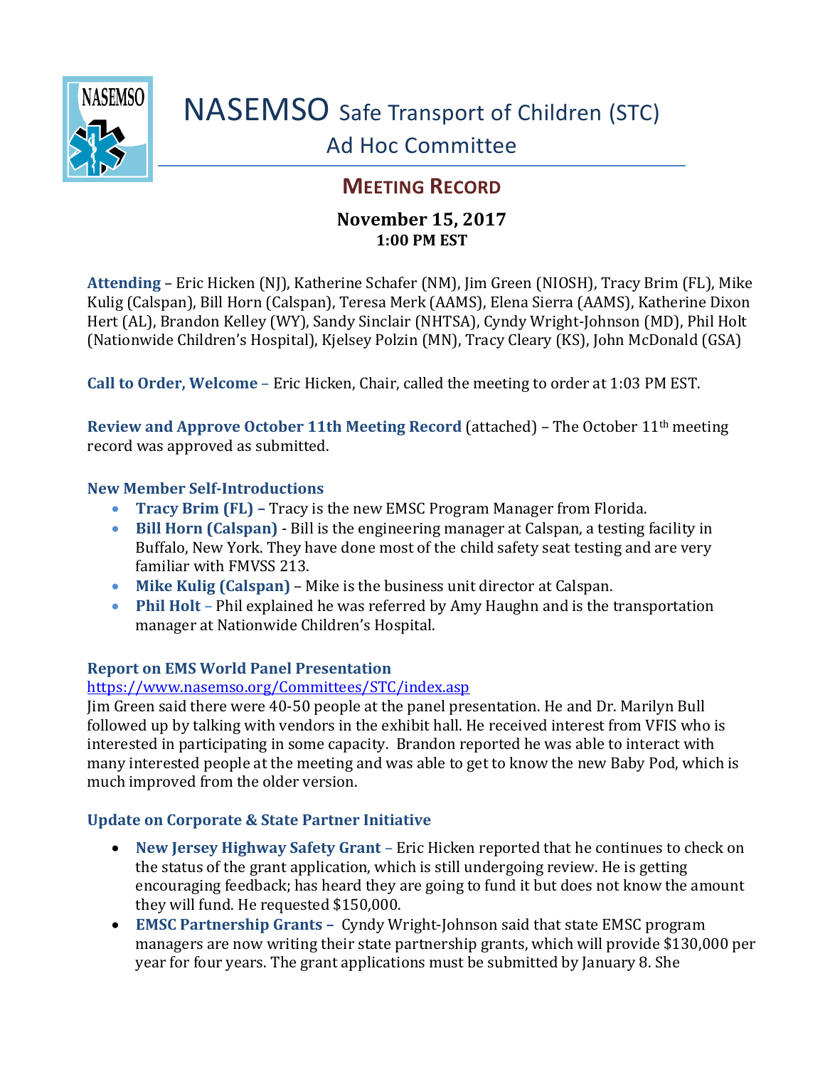# NASEMSO Safe Transport of Children (STC) Ad Hoc Committee

## MEETING RECORD

**November 15, 2017**
**1:00 PM EST**

**Attending** – Eric Hicken (NJ), Katherine Schafer (NM), Jim Green (NIOSH), Tracy Brim (FL), Mike Kulig (Calspan), Bill Horn (Calspan), Teresa Merk (AAMS), Elena Sierra (AAMS), Katherine Dixon Hert (AL), Brandon Kelley (WY), Sandy Sinclair (NHTSA), Cyndy Wright-Johnson (MD), Phil Holt (Nationwide Children's Hospital), Kjelsey Polzin (MN), Tracy Cleary (KS), John McDonald (GSA)

**Call to Order, Welcome** – Eric Hicken, Chair, called the meeting to order at 1:03 PM EST.

**Review and Approve October 11th Meeting Record** (attached) – The October 11th meeting record was approved as submitted.

### New Member Self-Introductions

- **Tracy Brim (FL)** – Tracy is the new EMSC Program Manager from Florida.
- **Bill Horn (Calspan)** - Bill is the engineering manager at Calspan, a testing facility in Buffalo, New York. They have done most of the child safety seat testing and are very familiar with FMVSS 213.
- **Mike Kulig (Calspan)** – Mike is the business unit director at Calspan.
- **Phil Holt** – Phil explained he was referred by Amy Haughn and is the transportation manager at Nationwide Children's Hospital.

### Report on EMS World Panel Presentation

https://www.nasemso.org/Committees/STC/index.asp

Jim Green said there were 40-50 people at the panel presentation. He and Dr. Marilyn Bull followed up by talking with vendors in the exhibit hall. He received interest from VFIS who is interested in participating in some capacity. Brandon reported he was able to interact with many interested people at the meeting and was able to get to know the new Baby Pod, which is much improved from the older version.

### Update on Corporate & State Partner Initiative

- **New Jersey Highway Safety Grant** – Eric Hicken reported that he continues to check on the status of the grant application, which is still undergoing review. He is getting encouraging feedback; has heard they are going to fund it but does not know the amount they will fund. He requested $150,000.
- **EMSC Partnership Grants** – Cyndy Wright-Johnson said that state EMSC program managers are now writing their state partnership grants, which will provide $130,000 per year for four years. The grant applications must be submitted by January 8. She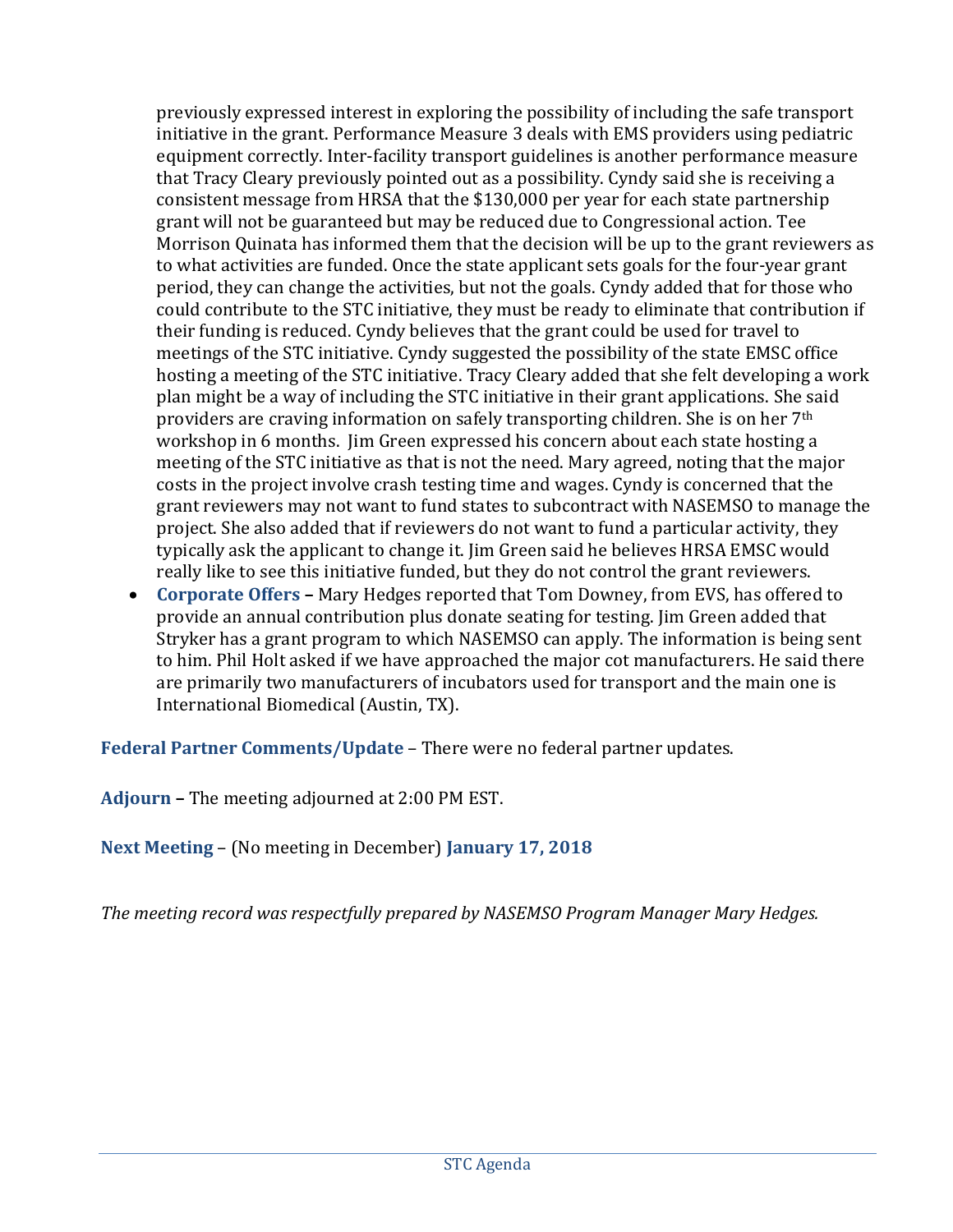previously expressed interest in exploring the possibility of including the safe transport initiative in the grant. Performance Measure 3 deals with EMS providers using pediatric equipment correctly. Inter-facility transport guidelines is another performance measure that Tracy Cleary previously pointed out as a possibility. Cyndy said she is receiving a consistent message from HRSA that the $130,000 per year for each state partnership grant will not be guaranteed but may be reduced due to Congressional action. Tee Morrison Quinata has informed them that the decision will be up to the grant reviewers as to what activities are funded. Once the state applicant sets goals for the four-year grant period, they can change the activities, but not the goals. Cyndy added that for those who could contribute to the STC initiative, they must be ready to eliminate that contribution if their funding is reduced. Cyndy believes that the grant could be used for travel to meetings of the STC initiative. Cyndy suggested the possibility of the state EMSC office hosting a meeting of the STC initiative. Tracy Cleary added that she felt developing a work plan might be a way of including the STC initiative in their grant applications. She said providers are craving information on safely transporting children. She is on her 7th workshop in 6 months. Jim Green expressed his concern about each state hosting a meeting of the STC initiative as that is not the need. Mary agreed, noting that the major costs in the project involve crash testing time and wages. Cyndy is concerned that the grant reviewers may not want to fund states to subcontract with NASEMSO to manage the project. She also added that if reviewers do not want to fund a particular activity, they typically ask the applicant to change it. Jim Green said he believes HRSA EMSC would really like to see this initiative funded, but they do not control the grant reviewers.

- **Corporate Offers –** Mary Hedges reported that Tom Downey, from EVS, has offered to provide an annual contribution plus donate seating for testing. Jim Green added that Stryker has a grant program to which NASEMSO can apply. The information is being sent to him. Phil Holt asked if we have approached the major cot manufacturers. He said there are primarily two manufacturers of incubators used for transport and the main one is International Biomedical (Austin, TX).

**Federal Partner Comments/Update** – There were no federal partner updates.

**Adjourn –** The meeting adjourned at 2:00 PM EST.

**Next Meeting** – (No meeting in December) **January 17, 2018**

*The meeting record was respectfully prepared by NASEMSO Program Manager Mary Hedges.*